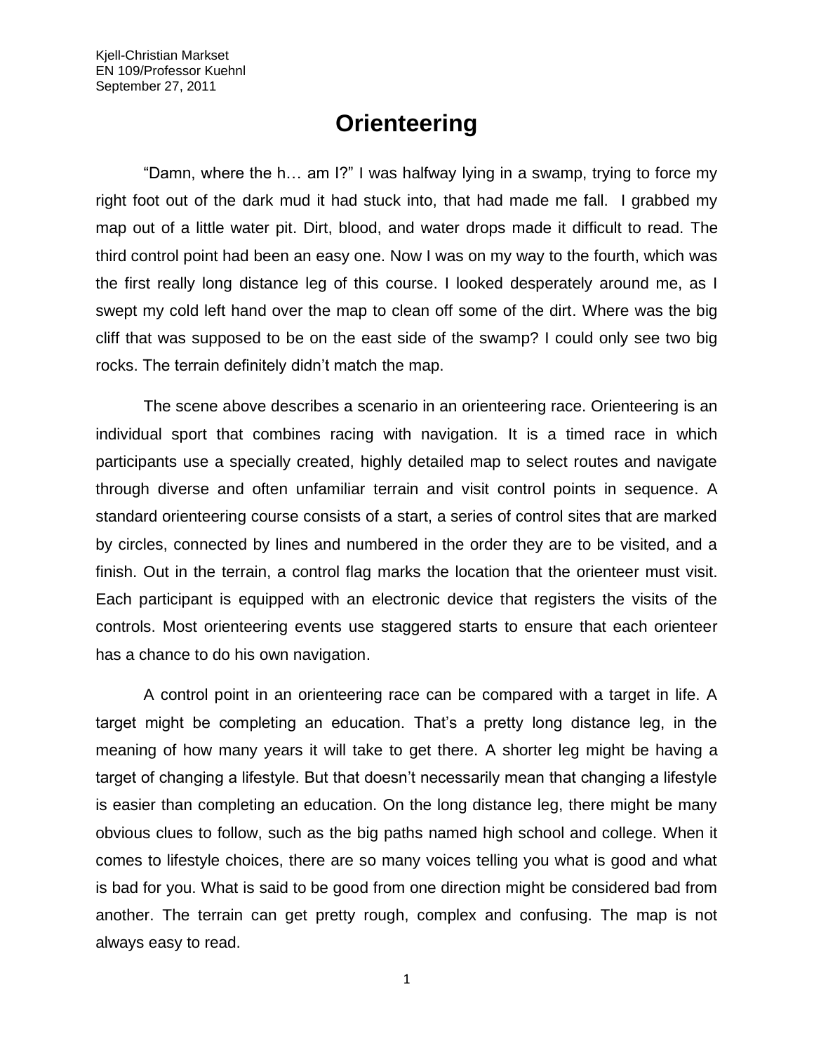Kjell-Christian Markset
EN 109/Professor Kuehnl
September 27, 2011

# Orienteering

"Damn, where the h… am I?" I was halfway lying in a swamp, trying to force my right foot out of the dark mud it had stuck into, that had made me fall. I grabbed my map out of a little water pit. Dirt, blood, and water drops made it difficult to read. The third control point had been an easy one. Now I was on my way to the fourth, which was the first really long distance leg of this course. I looked desperately around me, as I swept my cold left hand over the map to clean off some of the dirt. Where was the big cliff that was supposed to be on the east side of the swamp? I could only see two big rocks. The terrain definitely didn't match the map.

The scene above describes a scenario in an orienteering race. Orienteering is an individual sport that combines racing with navigation. It is a timed race in which participants use a specially created, highly detailed map to select routes and navigate through diverse and often unfamiliar terrain and visit control points in sequence. A standard orienteering course consists of a start, a series of control sites that are marked by circles, connected by lines and numbered in the order they are to be visited, and a finish. Out in the terrain, a control flag marks the location that the orienteer must visit. Each participant is equipped with an electronic device that registers the visits of the controls. Most orienteering events use staggered starts to ensure that each orienteer has a chance to do his own navigation.

A control point in an orienteering race can be compared with a target in life. A target might be completing an education. That's a pretty long distance leg, in the meaning of how many years it will take to get there. A shorter leg might be having a target of changing a lifestyle. But that doesn't necessarily mean that changing a lifestyle is easier than completing an education. On the long distance leg, there might be many obvious clues to follow, such as the big paths named high school and college. When it comes to lifestyle choices, there are so many voices telling you what is good and what is bad for you. What is said to be good from one direction might be considered bad from another. The terrain can get pretty rough, complex and confusing. The map is not always easy to read.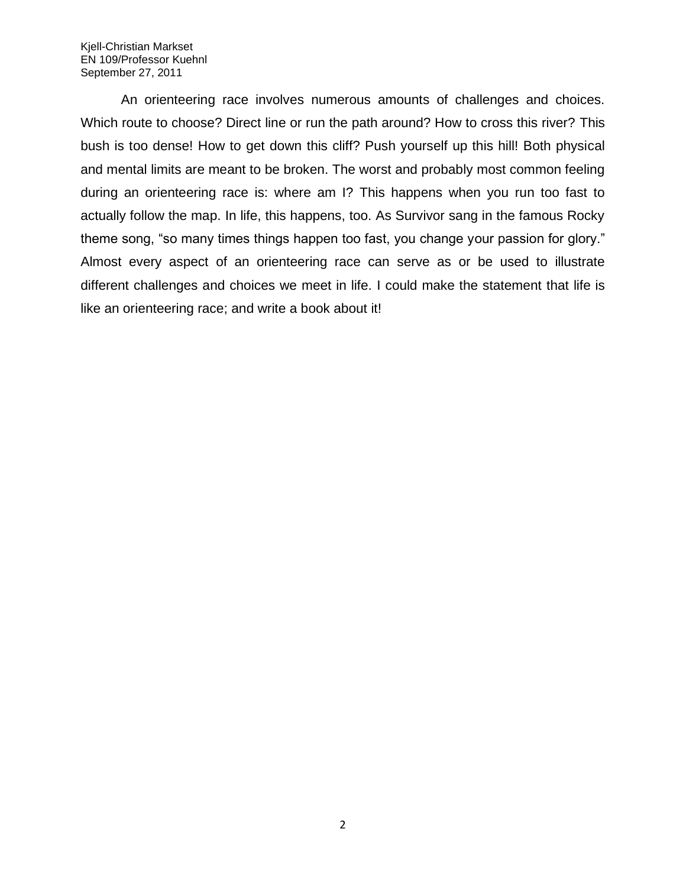Kjell-Christian Markset
EN 109/Professor Kuehnl
September 27, 2011

An orienteering race involves numerous amounts of challenges and choices. Which route to choose? Direct line or run the path around? How to cross this river? This bush is too dense! How to get down this cliff? Push yourself up this hill! Both physical and mental limits are meant to be broken. The worst and probably most common feeling during an orienteering race is: where am I? This happens when you run too fast to actually follow the map. In life, this happens, too. As Survivor sang in the famous Rocky theme song, "so many times things happen too fast, you change your passion for glory." Almost every aspect of an orienteering race can serve as or be used to illustrate different challenges and choices we meet in life. I could make the statement that life is like an orienteering race; and write a book about it!